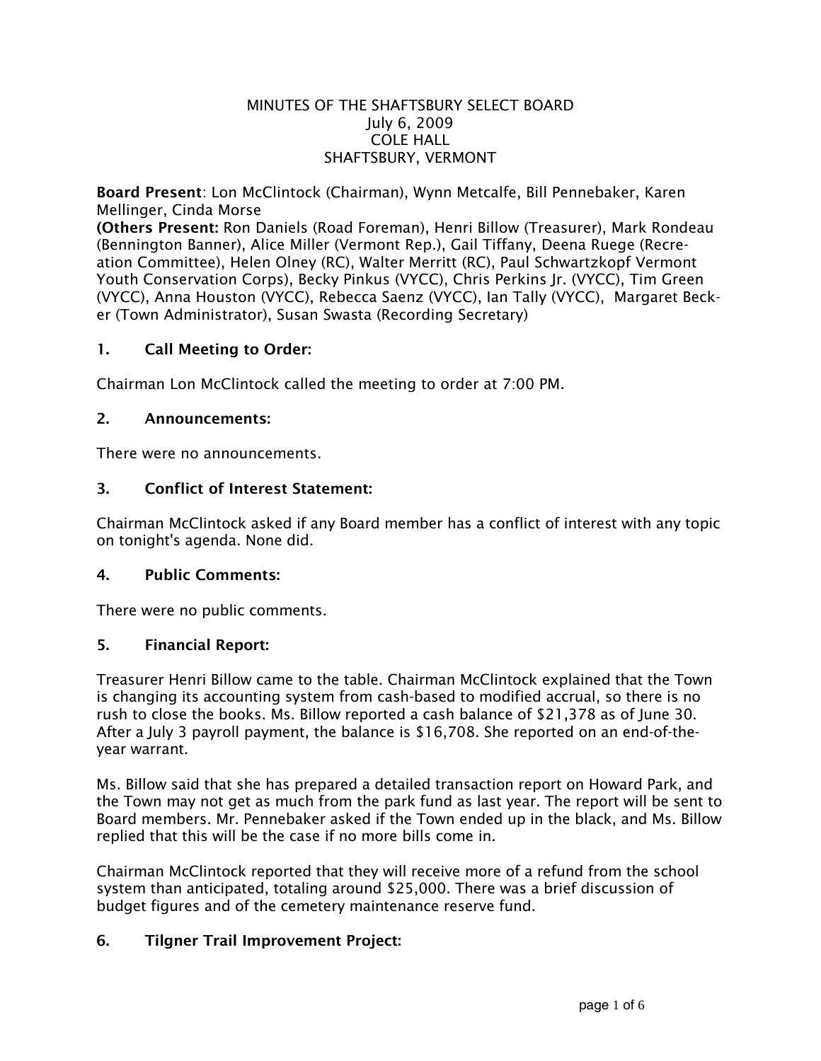MINUTES OF THE SHAFTSBURY SELECT BOARD
July 6, 2009
COLE HALL
SHAFTSBURY, VERMONT

**Board Present**: Lon McClintock (Chairman), Wynn Metcalfe, Bill Pennebaker, Karen Mellinger, Cinda Morse
**(Others Present:** Ron Daniels (Road Foreman), Henri Billow (Treasurer), Mark Rondeau (Bennington Banner), Alice Miller (Vermont Rep.), Gail Tiffany, Deena Ruege (Recreation Committee), Helen Olney (RC), Walter Merritt (RC), Paul Schwartzkopf Vermont Youth Conservation Corps), Becky Pinkus (VYCC), Chris Perkins Jr. (VYCC), Tim Green (VYCC), Anna Houston (VYCC), Rebecca Saenz (VYCC), Ian Tally (VYCC), Margaret Becker (Town Administrator), Susan Swasta (Recording Secretary)

## 1. Call Meeting to Order:

Chairman Lon McClintock called the meeting to order at 7:00 PM.

## 2. Announcements:

There were no announcements.

## 3. Conflict of Interest Statement:

Chairman McClintock asked if any Board member has a conflict of interest with any topic on tonight's agenda. None did.

## 4. Public Comments:

There were no public comments.

## 5. Financial Report:

Treasurer Henri Billow came to the table. Chairman McClintock explained that the Town is changing its accounting system from cash-based to modified accrual, so there is no rush to close the books. Ms. Billow reported a cash balance of $21,378 as of June 30. After a July 3 payroll payment, the balance is $16,708. She reported on an end-of-the-year warrant.

Ms. Billow said that she has prepared a detailed transaction report on Howard Park, and the Town may not get as much from the park fund as last year. The report will be sent to Board members. Mr. Pennebaker asked if the Town ended up in the black, and Ms. Billow replied that this will be the case if no more bills come in.

Chairman McClintock reported that they will receive more of a refund from the school system than anticipated, totaling around $25,000. There was a brief discussion of budget figures and of the cemetery maintenance reserve fund.

## 6. Tilgner Trail Improvement Project: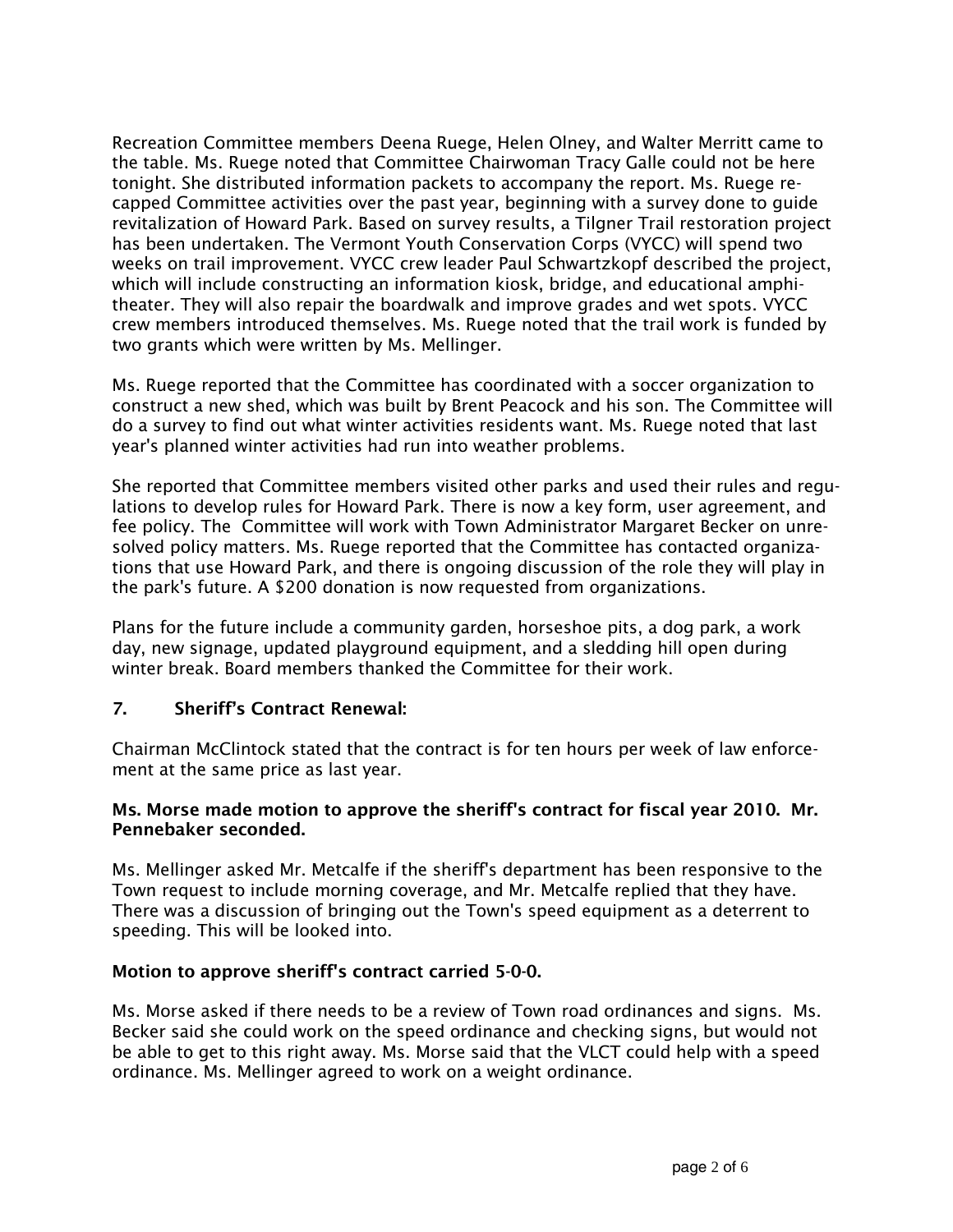Recreation Committee members Deena Ruege, Helen Olney, and Walter Merritt came to the table. Ms. Ruege noted that Committee Chairwoman Tracy Galle could not be here tonight. She distributed information packets to accompany the report. Ms. Ruege recapped Committee activities over the past year, beginning with a survey done to guide revitalization of Howard Park. Based on survey results, a Tilgner Trail restoration project has been undertaken. The Vermont Youth Conservation Corps (VYCC) will spend two weeks on trail improvement. VYCC crew leader Paul Schwartzkopf described the project, which will include constructing an information kiosk, bridge, and educational amphitheater. They will also repair the boardwalk and improve grades and wet spots. VYCC crew members introduced themselves. Ms. Ruege noted that the trail work is funded by two grants which were written by Ms. Mellinger.

Ms. Ruege reported that the Committee has coordinated with a soccer organization to construct a new shed, which was built by Brent Peacock and his son. The Committee will do a survey to find out what winter activities residents want. Ms. Ruege noted that last year's planned winter activities had run into weather problems.

She reported that Committee members visited other parks and used their rules and regulations to develop rules for Howard Park. There is now a key form, user agreement, and fee policy. The Committee will work with Town Administrator Margaret Becker on unresolved policy matters. Ms. Ruege reported that the Committee has contacted organizations that use Howard Park, and there is ongoing discussion of the role they will play in the park's future. A $200 donation is now requested from organizations.

Plans for the future include a community garden, horseshoe pits, a dog park, a work day, new signage, updated playground equipment, and a sledding hill open during winter break. Board members thanked the Committee for their work.

### 7. Sheriff's Contract Renewal:

Chairman McClintock stated that the contract is for ten hours per week of law enforcement at the same price as last year.

**Ms. Morse made motion to approve the sheriff's contract for fiscal year 2010. Mr. Pennebaker seconded.**

Ms. Mellinger asked Mr. Metcalfe if the sheriff's department has been responsive to the Town request to include morning coverage, and Mr. Metcalfe replied that they have. There was a discussion of bringing out the Town's speed equipment as a deterrent to speeding. This will be looked into.

**Motion to approve sheriff's contract carried 5-0-0.**

Ms. Morse asked if there needs to be a review of Town road ordinances and signs. Ms. Becker said she could work on the speed ordinance and checking signs, but would not be able to get to this right away. Ms. Morse said that the VLCT could help with a speed ordinance. Ms. Mellinger agreed to work on a weight ordinance.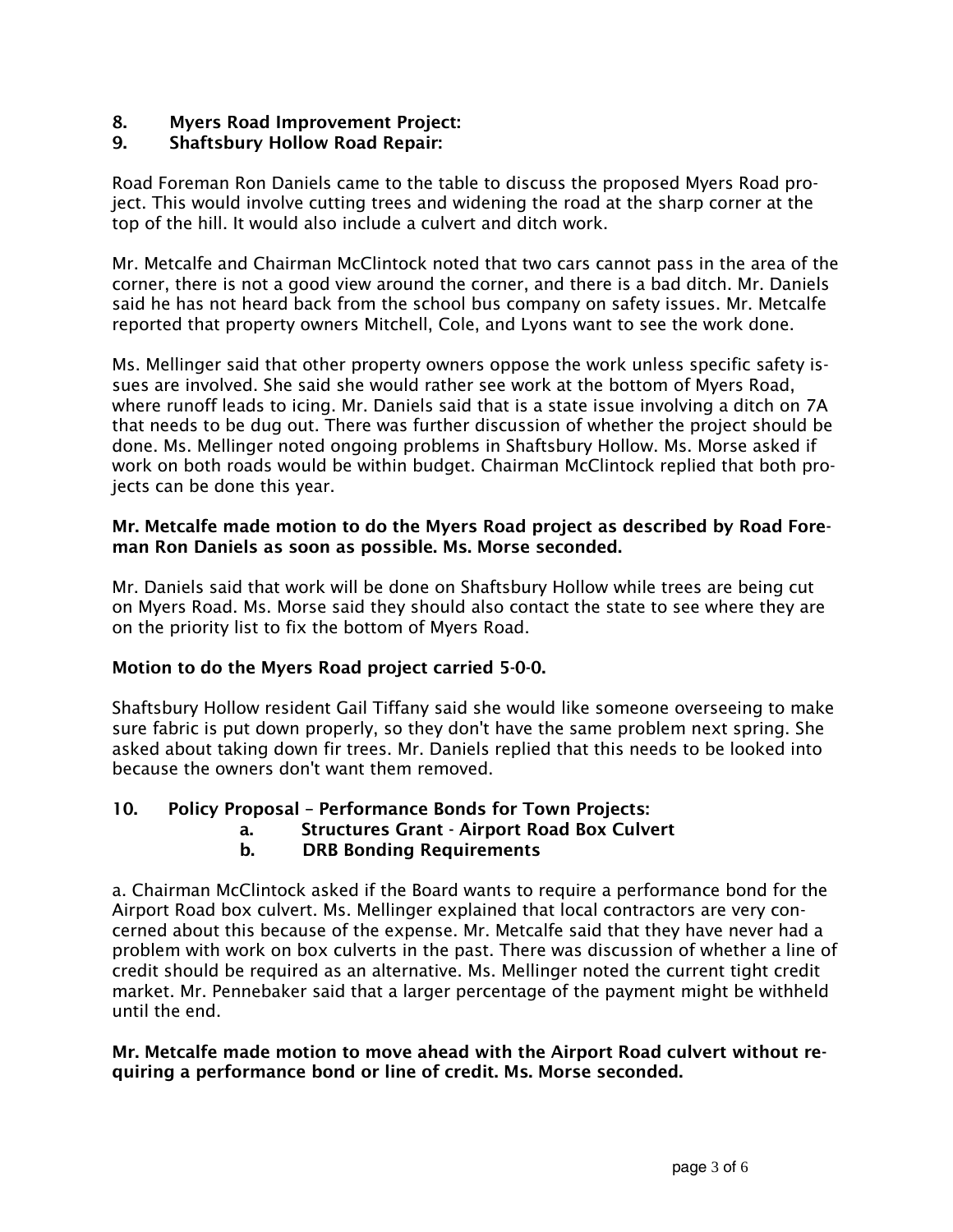**8. Myers Road Improvement Project:**

**9. Shaftsbury Hollow Road Repair:**

Road Foreman Ron Daniels came to the table to discuss the proposed Myers Road project. This would involve cutting trees and widening the road at the sharp corner at the top of the hill. It would also include a culvert and ditch work.

Mr. Metcalfe and Chairman McClintock noted that two cars cannot pass in the area of the corner, there is not a good view around the corner, and there is a bad ditch. Mr. Daniels said he has not heard back from the school bus company on safety issues. Mr. Metcalfe reported that property owners Mitchell, Cole, and Lyons want to see the work done.

Ms. Mellinger said that other property owners oppose the work unless specific safety issues are involved. She said she would rather see work at the bottom of Myers Road, where runoff leads to icing. Mr. Daniels said that is a state issue involving a ditch on 7A that needs to be dug out. There was further discussion of whether the project should be done. Ms. Mellinger noted ongoing problems in Shaftsbury Hollow. Ms. Morse asked if work on both roads would be within budget. Chairman McClintock replied that both projects can be done this year.

**Mr. Metcalfe made motion to do the Myers Road project as described by Road Foreman Ron Daniels as soon as possible. Ms. Morse seconded.**

Mr. Daniels said that work will be done on Shaftsbury Hollow while trees are being cut on Myers Road. Ms. Morse said they should also contact the state to see where they are on the priority list to fix the bottom of Myers Road.

**Motion to do the Myers Road project carried 5-0-0.**

Shaftsbury Hollow resident Gail Tiffany said she would like someone overseeing to make sure fabric is put down properly, so they don't have the same problem next spring. She asked about taking down fir trees. Mr. Daniels replied that this needs to be looked into because the owners don't want them removed.

**10. Policy Proposal – Performance Bonds for Town Projects:**

- **a. Structures Grant - Airport Road Box Culvert**
- **b. DRB Bonding Requirements**

a. Chairman McClintock asked if the Board wants to require a performance bond for the Airport Road box culvert. Ms. Mellinger explained that local contractors are very concerned about this because of the expense. Mr. Metcalfe said that they have never had a problem with work on box culverts in the past. There was discussion of whether a line of credit should be required as an alternative. Ms. Mellinger noted the current tight credit market. Mr. Pennebaker said that a larger percentage of the payment might be withheld until the end.

**Mr. Metcalfe made motion to move ahead with the Airport Road culvert without requiring a performance bond or line of credit. Ms. Morse seconded.**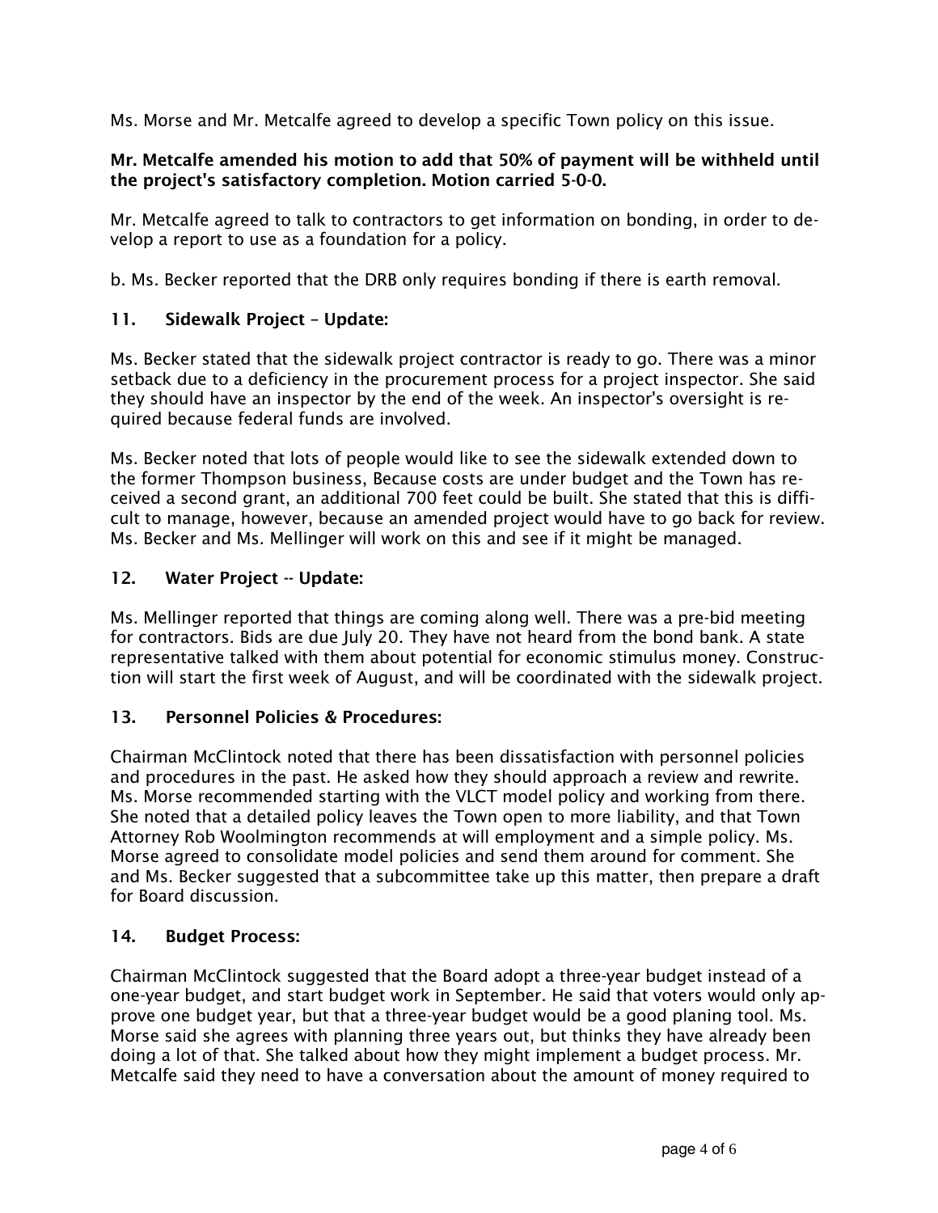Ms. Morse and Mr. Metcalfe agreed to develop a specific Town policy on this issue.

**Mr. Metcalfe amended his motion to add that 50% of payment will be withheld until the project's satisfactory completion. Motion carried 5-0-0.**

Mr. Metcalfe agreed to talk to contractors to get information on bonding, in order to develop a report to use as a foundation for a policy.

b. Ms. Becker reported that the DRB only requires bonding if there is earth removal.

### 11. Sidewalk Project – Update:

Ms. Becker stated that the sidewalk project contractor is ready to go. There was a minor setback due to a deficiency in the procurement process for a project inspector. She said they should have an inspector by the end of the week. An inspector's oversight is required because federal funds are involved.

Ms. Becker noted that lots of people would like to see the sidewalk extended down to the former Thompson business, Because costs are under budget and the Town has received a second grant, an additional 700 feet could be built. She stated that this is difficult to manage, however, because an amended project would have to go back for review. Ms. Becker and Ms. Mellinger will work on this and see if it might be managed.

### 12. Water Project -- Update:

Ms. Mellinger reported that things are coming along well. There was a pre-bid meeting for contractors. Bids are due July 20. They have not heard from the bond bank. A state representative talked with them about potential for economic stimulus money. Construction will start the first week of August, and will be coordinated with the sidewalk project.

### 13. Personnel Policies & Procedures:

Chairman McClintock noted that there has been dissatisfaction with personnel policies and procedures in the past. He asked how they should approach a review and rewrite. Ms. Morse recommended starting with the VLCT model policy and working from there. She noted that a detailed policy leaves the Town open to more liability, and that Town Attorney Rob Woolmington recommends at will employment and a simple policy. Ms. Morse agreed to consolidate model policies and send them around for comment. She and Ms. Becker suggested that a subcommittee take up this matter, then prepare a draft for Board discussion.

### 14. Budget Process:

Chairman McClintock suggested that the Board adopt a three-year budget instead of a one-year budget, and start budget work in September. He said that voters would only approve one budget year, but that a three-year budget would be a good planing tool. Ms. Morse said she agrees with planning three years out, but thinks they have already been doing a lot of that. She talked about how they might implement a budget process. Mr. Metcalfe said they need to have a conversation about the amount of money required to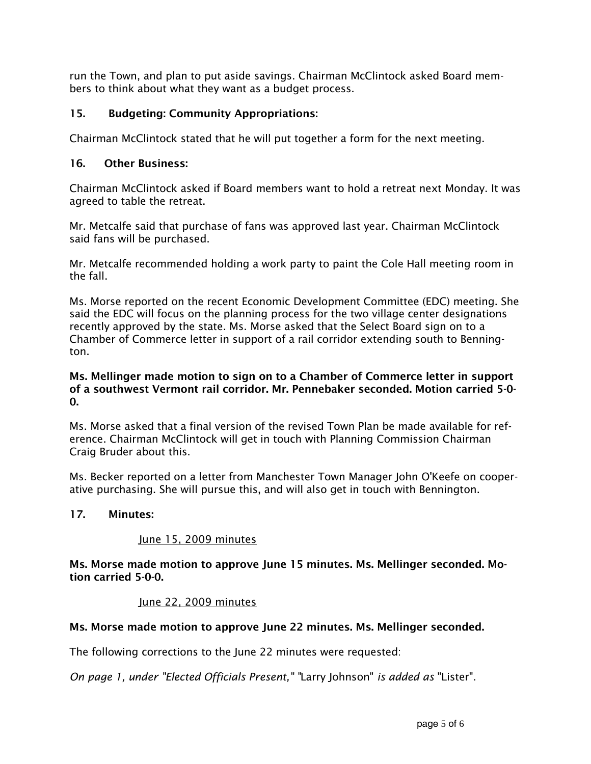run the Town, and plan to put aside savings. Chairman McClintock asked Board members to think about what they want as a budget process.

### 15. Budgeting: Community Appropriations:

Chairman McClintock stated that he will put together a form for the next meeting.

### 16. Other Business:

Chairman McClintock asked if Board members want to hold a retreat next Monday. It was agreed to table the retreat.

Mr. Metcalfe said that purchase of fans was approved last year. Chairman McClintock said fans will be purchased.

Mr. Metcalfe recommended holding a work party to paint the Cole Hall meeting room in the fall.

Ms. Morse reported on the recent Economic Development Committee (EDC) meeting. She said the EDC will focus on the planning process for the two village center designations recently approved by the state. Ms. Morse asked that the Select Board sign on to a Chamber of Commerce letter in support of a rail corridor extending south to Bennington.

**Ms. Mellinger made motion to sign on to a Chamber of Commerce letter in support of a southwest Vermont rail corridor. Mr. Pennebaker seconded. Motion carried 5-0-0.**

Ms. Morse asked that a final version of the revised Town Plan be made available for reference. Chairman McClintock will get in touch with Planning Commission Chairman Craig Bruder about this.

Ms. Becker reported on a letter from Manchester Town Manager John O'Keefe on cooperative purchasing. She will pursue this, and will also get in touch with Bennington.

### 17. Minutes:

June 15, 2009 minutes

**Ms. Morse made motion to approve June 15 minutes. Ms. Mellinger seconded. Motion carried 5-0-0.**

June 22, 2009 minutes

**Ms. Morse made motion to approve June 22 minutes. Ms. Mellinger seconded.**

The following corrections to the June 22 minutes were requested:

*On page 1, under "Elected Officials Present,"* "Larry Johnson" *is added as* "Lister".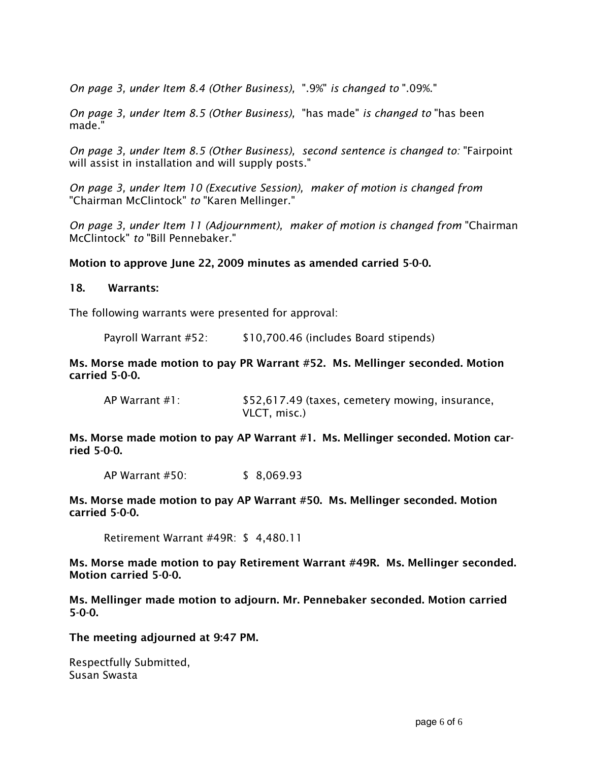*On page 3, under Item 8.4 (Other Business),* ".9%" *is changed to* ".09%."

*On page 3, under Item 8.5 (Other Business),* "has made" *is changed to* "has been made."

*On page 3, under Item 8.5 (Other Business), second sentence is changed to:* "Fairpoint will assist in installation and will supply posts."

*On page 3, under Item 10 (Executive Session), maker of motion is changed from* "Chairman McClintock" *to* "Karen Mellinger."

*On page 3, under Item 11 (Adjournment), maker of motion is changed from* "Chairman McClintock" *to* "Bill Pennebaker."

**Motion to approve June 22, 2009 minutes as amended carried 5-0-0.**

**18. Warrants:**

The following warrants were presented for approval:

Payroll Warrant #52: $10,700.46 (includes Board stipends)

**Ms. Morse made motion to pay PR Warrant #52. Ms. Mellinger seconded. Motion carried 5-0-0.**

AP Warrant #1: $52,617.49 (taxes, cemetery mowing, insurance, VLCT, misc.)

**Ms. Morse made motion to pay AP Warrant #1. Ms. Mellinger seconded. Motion carried 5-0-0.**

AP Warrant #50: $ 8,069.93

**Ms. Morse made motion to pay AP Warrant #50. Ms. Mellinger seconded. Motion carried 5-0-0.**

Retirement Warrant #49R: $ 4,480.11

**Ms. Morse made motion to pay Retirement Warrant #49R. Ms. Mellinger seconded. Motion carried 5-0-0.**

**Ms. Mellinger made motion to adjourn. Mr. Pennebaker seconded. Motion carried 5-0-0.**

**The meeting adjourned at 9:47 PM.**

Respectfully Submitted,
Susan Swasta